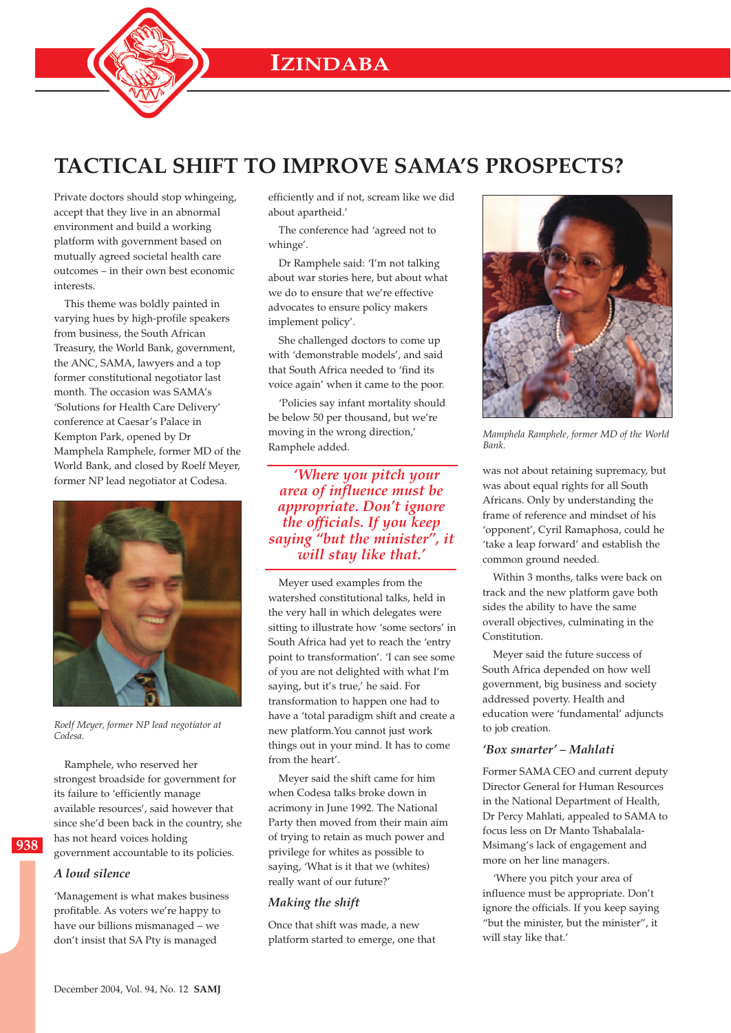# TACTICAL SHIFT TO IMPROVE SAMA'S PROSPECTS?

Private doctors should stop whingeing, accept that they live in an abnormal environment and build a working platform with government based on mutually agreed societal health care outcomes – in their own best economic interests.

This theme was boldly painted in varying hues by high-profile speakers from business, the South African Treasury, the World Bank, government, the ANC, SAMA, lawyers and a top former constitutional negotiator last month. The occasion was SAMA's 'Solutions for Health Care Delivery' conference at Caesar's Palace in Kempton Park, opened by Dr Mamphela Ramphele, former MD of the World Bank, and closed by Roelf Meyer, former NP lead negotiator at Codesa.

*Roelf Meyer, former NP lead negotiator at Codesa.*

Ramphele, who reserved her strongest broadside for government for its failure to 'efficiently manage available resources', said however that since she'd been back in the country, she has not heard voices holding government accountable to its policies.

### *A loud silence*

'Management is what makes business profitable. As voters we're happy to have our billions mismanaged – we don't insist that SA Pty is managed efficiently and if not, scream like we did about apartheid.'

The conference had 'agreed not to whinge'.

Dr Ramphele said: 'I'm not talking about war stories here, but about what we do to ensure that we're effective advocates to ensure policy makers implement policy'.

She challenged doctors to come up with 'demonstrable models', and said that South Africa needed to 'find its voice again' when it came to the poor.

'Policies say infant mortality should be below 50 per thousand, but we're moving in the wrong direction,' Ramphele added.

> *'Where you pitch your area of influence must be appropriate. Don't ignore the officials. If you keep saying "but the minister", it will stay like that.'*

Meyer used examples from the watershed constitutional talks, held in the very hall in which delegates were sitting to illustrate how 'some sectors' in South Africa had yet to reach the 'entry point to transformation'. 'I can see some of you are not delighted with what I'm saying, but it's true,' he said. For transformation to happen one had to have a 'total paradigm shift and create a new platform.You cannot just work things out in your mind. It has to come from the heart'.

Meyer said the shift came for him when Codesa talks broke down in acrimony in June 1992. The National Party then moved from their main aim of trying to retain as much power and privilege as possible to saying, 'What is it that we (whites) really want of our future?'

### *Making the shift*

Once that shift was made, a new platform started to emerge, one that was not about retaining supremacy, but was about equal rights for all South Africans. Only by understanding the frame of reference and mindset of his 'opponent', Cyril Ramaphosa, could he 'take a leap forward' and establish the common ground needed.

*Mamphela Ramphele, former MD of the World Bank.*

Within 3 months, talks were back on track and the new platform gave both sides the ability to have the same overall objectives, culminating in the Constitution.

Meyer said the future success of South Africa depended on how well government, big business and society addressed poverty. Health and education were 'fundamental' adjuncts to job creation.

### *'Box smarter' – Mahlati*

Former SAMA CEO and current deputy Director General for Human Resources in the National Department of Health, Dr Percy Mahlati, appealed to SAMA to focus less on Dr Manto Tshabalala-Msimang's lack of engagement and more on her line managers.

'Where you pitch your area of influence must be appropriate. Don't ignore the officials. If you keep saying "but the minister, but the minister", it will stay like that.'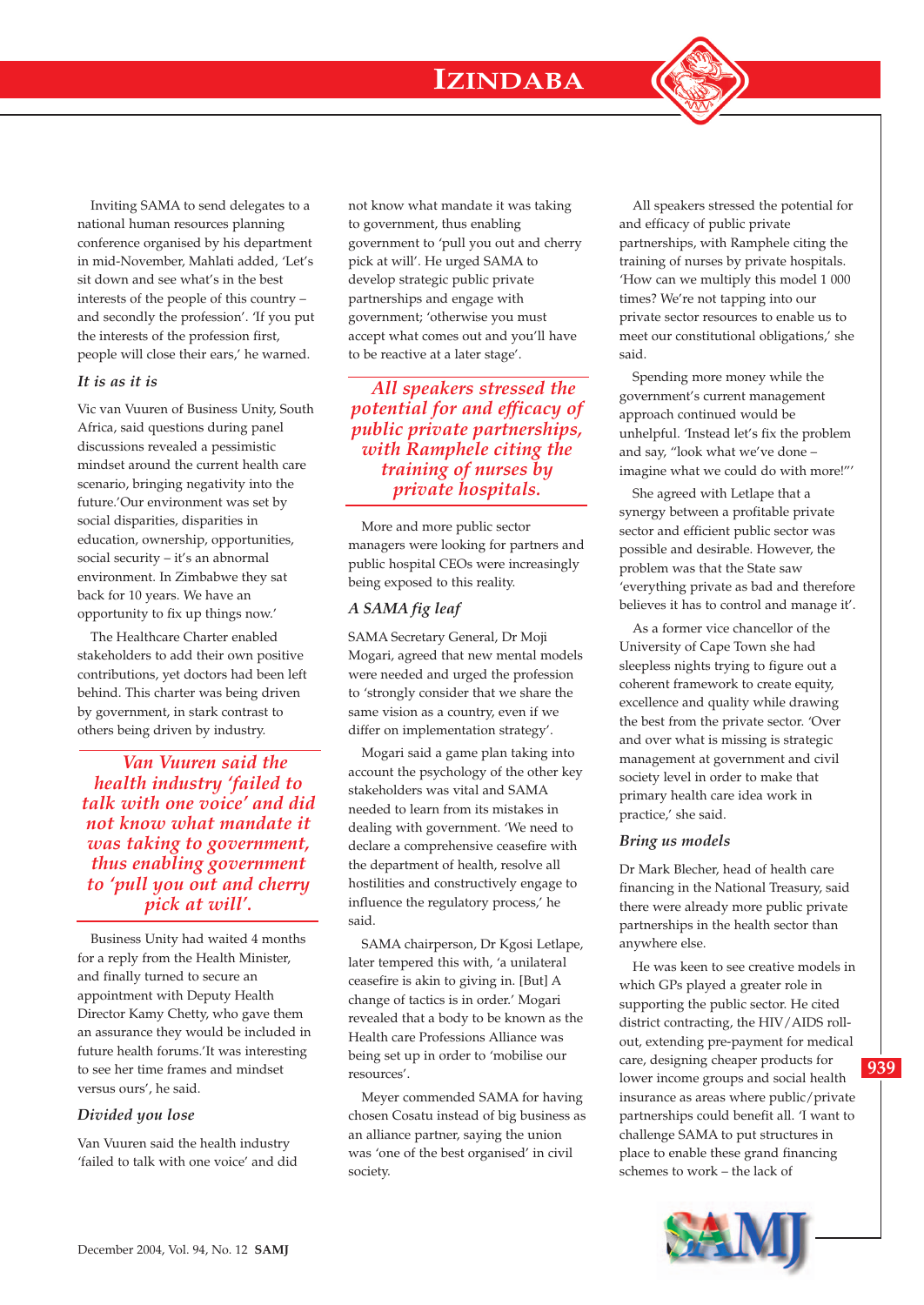Inviting SAMA to send delegates to a national human resources planning conference organised by his department in mid-November, Mahlati added, 'Let's sit down and see what's in the best interests of the people of this country – and secondly the profession'. 'If you put the interests of the profession first, people will close their ears,' he warned.

### *It is as it is*

Vic van Vuuren of Business Unity, South Africa, said questions during panel discussions revealed a pessimistic mindset around the current health care scenario, bringing negativity into the future.'Our environment was set by social disparities, disparities in education, ownership, opportunities, social security – it's an abnormal environment. In Zimbabwe they sat back for 10 years. We have an opportunity to fix up things now.'

The Healthcare Charter enabled stakeholders to add their own positive contributions, yet doctors had been left behind. This charter was being driven by government, in stark contrast to others being driven by industry.

*Van Vuuren said the health industry 'failed to talk with one voice' and did not know what mandate it was taking to government, thus enabling government to 'pull you out and cherry pick at will'.*

Business Unity had waited 4 months for a reply from the Health Minister, and finally turned to secure an appointment with Deputy Health Director Kamy Chetty, who gave them an assurance they would be included in future health forums.'It was interesting to see her time frames and mindset versus ours', he said.

### *Divided you lose*

Van Vuuren said the health industry 'failed to talk with one voice' and did not know what mandate it was taking to government, thus enabling government to 'pull you out and cherry pick at will'. He urged SAMA to develop strategic public private partnerships and engage with government; 'otherwise you must accept what comes out and you'll have to be reactive at a later stage'.

*All speakers stressed the potential for and efficacy of public private partnerships, with Ramphele citing the training of nurses by private hospitals.*

More and more public sector managers were looking for partners and public hospital CEOs were increasingly being exposed to this reality.

### *A SAMA fig leaf*

SAMA Secretary General, Dr Moji Mogari, agreed that new mental models were needed and urged the profession to 'strongly consider that we share the same vision as a country, even if we differ on implementation strategy'.

Mogari said a game plan taking into account the psychology of the other key stakeholders was vital and SAMA needed to learn from its mistakes in dealing with government. 'We need to declare a comprehensive ceasefire with the department of health, resolve all hostilities and constructively engage to influence the regulatory process,' he said.

SAMA chairperson, Dr Kgosi Letlape, later tempered this with, 'a unilateral ceasefire is akin to giving in. [But] A change of tactics is in order.' Mogari revealed that a body to be known as the Health care Professions Alliance was being set up in order to 'mobilise our resources'.

Meyer commended SAMA for having chosen Cosatu instead of big business as an alliance partner, saying the union was 'one of the best organised' in civil society.

All speakers stressed the potential for and efficacy of public private partnerships, with Ramphele citing the training of nurses by private hospitals. 'How can we multiply this model 1 000 times? We're not tapping into our private sector resources to enable us to meet our constitutional obligations,' she said.

Spending more money while the government's current management approach continued would be unhelpful. 'Instead let's fix the problem and say, "look what we've done – imagine what we could do with more!"'

She agreed with Letlape that a synergy between a profitable private sector and efficient public sector was possible and desirable. However, the problem was that the State saw 'everything private as bad and therefore believes it has to control and manage it'.

As a former vice chancellor of the University of Cape Town she had sleepless nights trying to figure out a coherent framework to create equity, excellence and quality while drawing the best from the private sector. 'Over and over what is missing is strategic management at government and civil society level in order to make that primary health care idea work in practice,' she said.

### *Bring us models*

Dr Mark Blecher, head of health care financing in the National Treasury, said there were already more public private partnerships in the health sector than anywhere else.

He was keen to see creative models in which GPs played a greater role in supporting the public sector. He cited district contracting, the HIV/AIDS roll-out, extending pre-payment for medical care, designing cheaper products for lower income groups and social health insurance as areas where public/private partnerships could benefit all. 'I want to challenge SAMA to put structures in place to enable these grand financing schemes to work – the lack of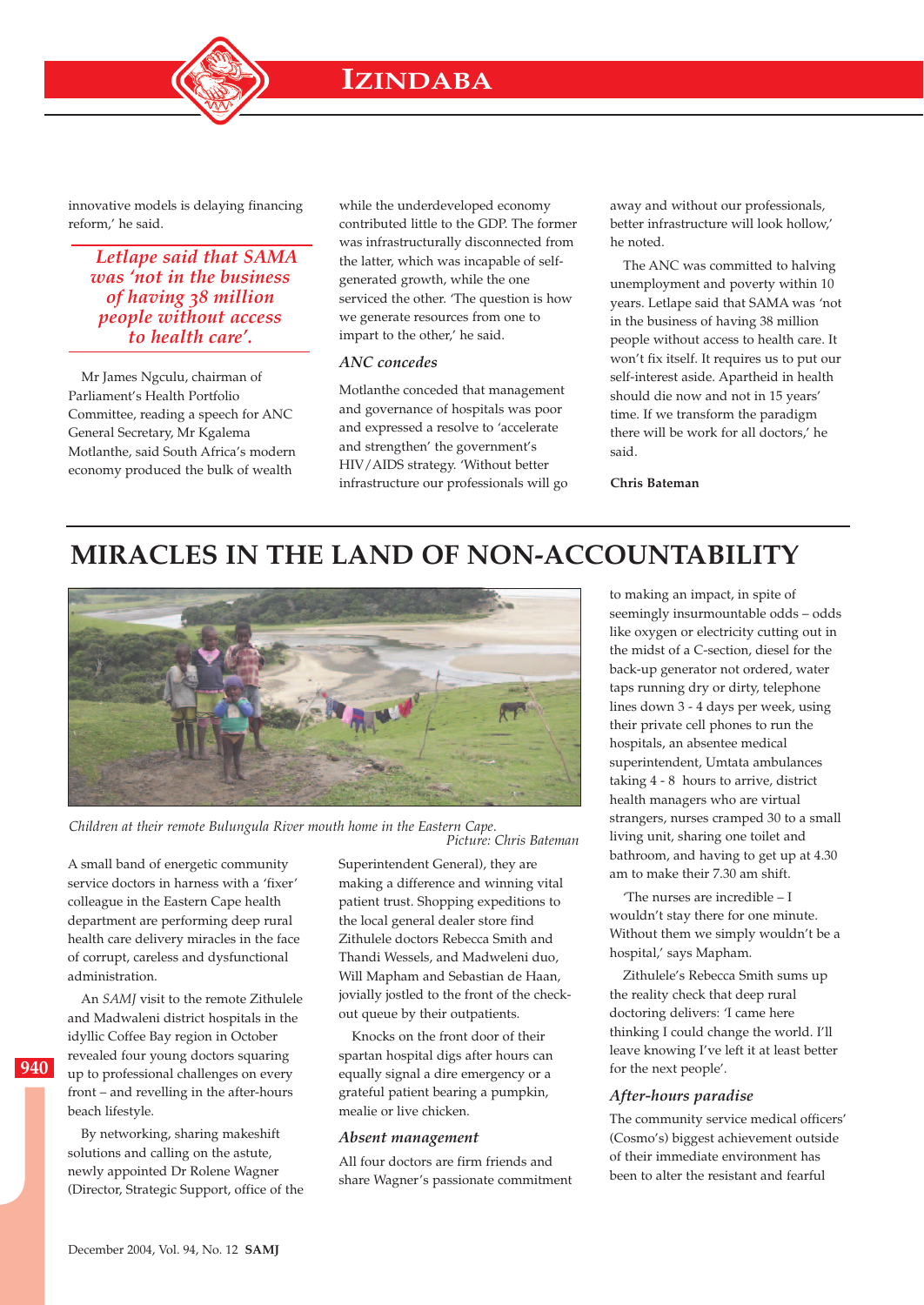innovative models is delaying financing reform,' he said.

*Letlape said that SAMA was 'not in the business of having 38 million people without access to health care'.*

Mr James Ngculu, chairman of Parliament's Health Portfolio Committee, reading a speech for ANC General Secretary, Mr Kgalema Motlanthe, said South Africa's modern economy produced the bulk of wealth while the underdeveloped economy contributed little to the GDP. The former was infrastructurally disconnected from the latter, which was incapable of self-generated growth, while the one serviced the other. 'The question is how we generate resources from one to impart to the other,' he said.

### *ANC concedes*

Motlanthe conceded that management and governance of hospitals was poor and expressed a resolve to 'accelerate and strengthen' the government's HIV/AIDS strategy. 'Without better infrastructure our professionals will go away and without our professionals, better infrastructure will look hollow,' he noted.

The ANC was committed to halving unemployment and poverty within 10 years. Letlape said that SAMA was 'not in the business of having 38 million people without access to health care. It won't fix itself. It requires us to put our self-interest aside. Apartheid in health should die now and not in 15 years' time. If we transform the paradigm there will be work for all doctors,' he said.

**Chris Bateman**

## MIRACLES IN THE LAND OF NON-ACCOUNTABILITY

*Children at their remote Bulungula River mouth home in the Eastern Cape.* *Picture: Chris Bateman*

A small band of energetic community service doctors in harness with a 'fixer' colleague in the Eastern Cape health department are performing deep rural health care delivery miracles in the face of corrupt, careless and dysfunctional administration.

An *SAMJ* visit to the remote Zithulele and Madwaleni district hospitals in the idyllic Coffee Bay region in October revealed four young doctors squaring up to professional challenges on every front – and revelling in the after-hours beach lifestyle.

By networking, sharing makeshift solutions and calling on the astute, newly appointed Dr Rolene Wagner (Director, Strategic Support, office of the Superintendent General), they are making a difference and winning vital patient trust. Shopping expeditions to the local general dealer store find Zithulele doctors Rebecca Smith and Thandi Wessels, and Madweleni duo, Will Mapham and Sebastian de Haan, jovially jostled to the front of the check-out queue by their outpatients.

Knocks on the front door of their spartan hospital digs after hours can equally signal a dire emergency or a grateful patient bearing a pumpkin, mealie or live chicken.

### *Absent management*

All four doctors are firm friends and share Wagner's passionate commitment to making an impact, in spite of seemingly insurmountable odds – odds like oxygen or electricity cutting out in the midst of a C-section, diesel for the back-up generator not ordered, water taps running dry or dirty, telephone lines down 3 - 4 days per week, using their private cell phones to run the hospitals, an absentee medical superintendent, Umtata ambulances taking 4 - 8 hours to arrive, district health managers who are virtual strangers, nurses cramped 30 to a small living unit, sharing one toilet and bathroom, and having to get up at 4.30 am to make their 7.30 am shift.

'The nurses are incredible – I wouldn't stay there for one minute. Without them we simply wouldn't be a hospital,' says Mapham.

Zithulele's Rebecca Smith sums up the reality check that deep rural doctoring delivers: 'I came here thinking I could change the world. I'll leave knowing I've left it at least better for the next people'.

### *After-hours paradise*

The community service medical officers' (Cosmo's) biggest achievement outside of their immediate environment has been to alter the resistant and fearful